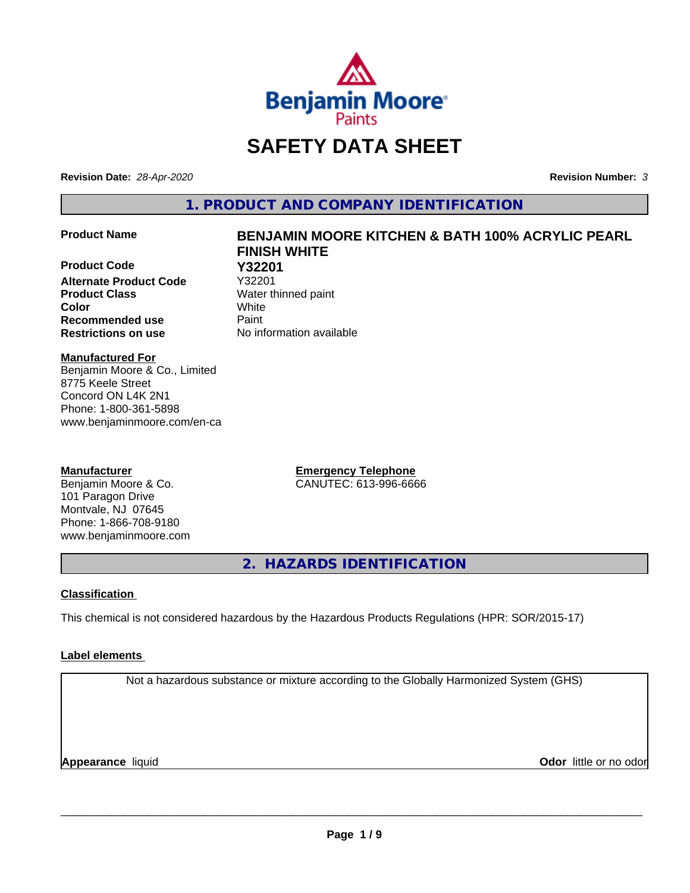# SAFETY DATA SHEET

**Revision Date:** *28-Apr-2020*

**Revision Number:** *3*

## 1. PRODUCT AND COMPANY IDENTIFICATION

| | |
|---|---|
| **Product Name** | **BENJAMIN MOORE KITCHEN & BATH 100% ACRYLIC PEARL FINISH WHITE** |
| **Product Code** | **Y32201** |
| **Alternate Product Code** | Y32201 |
| **Product Class** | Water thinned paint |
| **Color** | White |
| **Recommended use** | Paint |
| **Restrictions on use** | No information available |

**Manufactured For**
Benjamin Moore & Co., Limited
8775 Keele Street
Concord ON L4K 2N1
Phone: 1-800-361-5898
www.benjaminmoore.com/en-ca

**Manufacturer**
Benjamin Moore & Co.
101 Paragon Drive
Montvale, NJ 07645
Phone: 1-866-708-9180
www.benjaminmoore.com

**Emergency Telephone**
CANUTEC: 613-996-6666

## 2. HAZARDS IDENTIFICATION

### Classification

This chemical is not considered hazardous by the Hazardous Products Regulations (HPR: SOR/2015-17)

### Label elements

Not a hazardous substance or mixture according to the Globally Harmonized System (GHS)

**Appearance** liquid

**Odor** little or no odor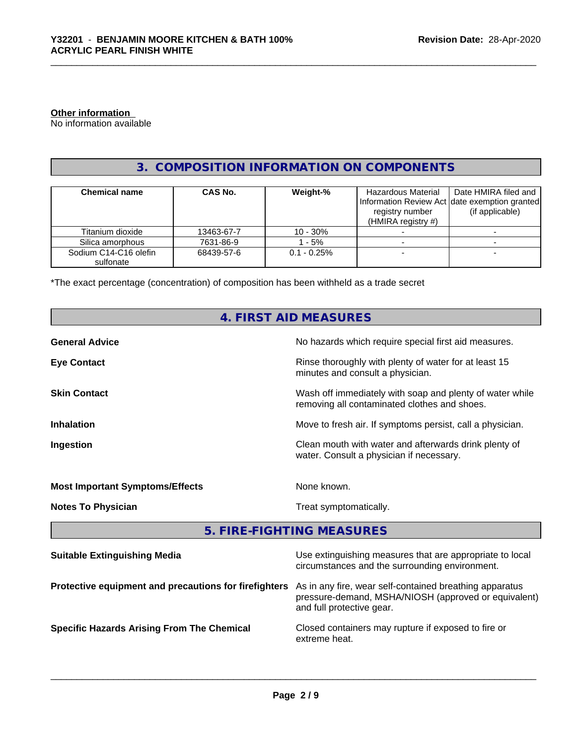**Other information**

No information available

## 3. COMPOSITION INFORMATION ON COMPONENTS

| Chemical name | CAS No. | Weight-% | Hazardous Material Information Review Act registry number (HMIRA registry #) | Date HMIRA filed and date exemption granted (if applicable) |
|---|---|---|---|---|
| Titanium dioxide | 13463-67-7 | 10 - 30% | - | - |
| Silica amorphous | 7631-86-9 | 1 - 5% | - | - |
| Sodium C14-C16 olefin sulfonate | 68439-57-6 | 0.1 - 0.25% | - | - |

*The exact percentage (concentration) of composition has been withheld as a trade secret

## 4. FIRST AID MEASURES

**General Advice**
No hazards which require special first aid measures.

**Eye Contact**
Rinse thoroughly with plenty of water for at least 15 minutes and consult a physician.

**Skin Contact**
Wash off immediately with soap and plenty of water while removing all contaminated clothes and shoes.

**Inhalation**
Move to fresh air. If symptoms persist, call a physician.

**Ingestion**
Clean mouth with water and afterwards drink plenty of water. Consult a physician if necessary.

**Most Important Symptoms/Effects**
None known.

**Notes To Physician**
Treat symptomatically.

## 5. FIRE-FIGHTING MEASURES

**Suitable Extinguishing Media**
Use extinguishing measures that are appropriate to local circumstances and the surrounding environment.

**Protective equipment and precautions for firefighters**
As in any fire, wear self-contained breathing apparatus pressure-demand, MSHA/NIOSH (approved or equivalent) and full protective gear.

**Specific Hazards Arising From The Chemical**
Closed containers may rupture if exposed to fire or extreme heat.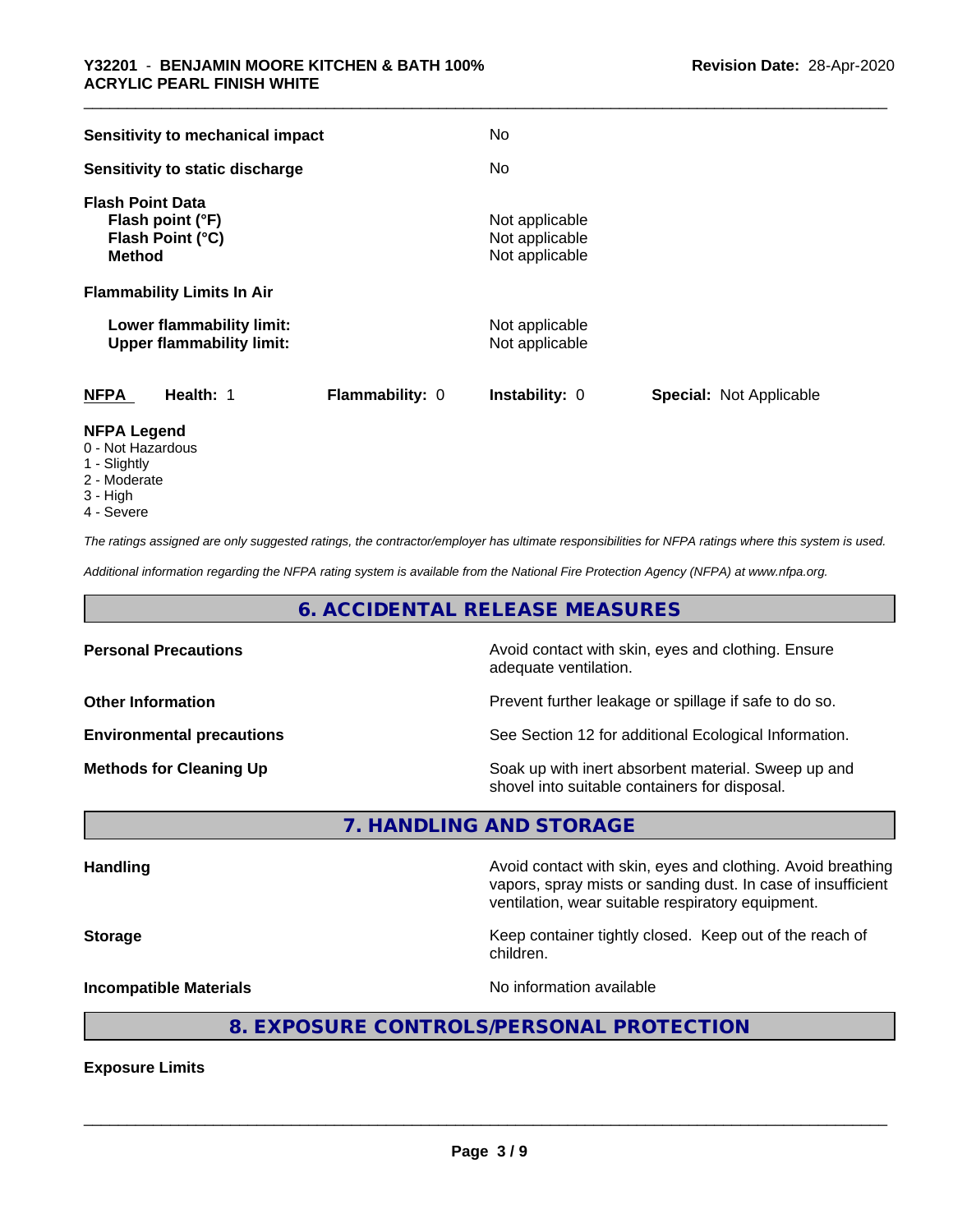| | |
|---|---|
| **Sensitivity to mechanical impact** | No |
| **Sensitivity to static discharge** | No |

**Flash Point Data**

| | |
|---|---|
| **Flash point (°F)** | Not applicable |
| **Flash Point (°C)** | Not applicable |
| **Method** | Not applicable |

**Flammability Limits In Air**

| | |
|---|---|
| **Lower flammability limit:** | Not applicable |
| **Upper flammability limit:** | Not applicable |

| **NFPA** | **Health:** 1 | **Flammability:** 0 | **Instability:** 0 | **Special:** Not Applicable |
|---|---|---|---|---|

**NFPA Legend**

- 0 - Not Hazardous
- 1 - Slightly
- 2 - Moderate
- 3 - High
- 4 - Severe

*The ratings assigned are only suggested ratings, the contractor/employer has ultimate responsibilities for NFPA ratings where this system is used.*

*Additional information regarding the NFPA rating system is available from the National Fire Protection Agency (NFPA) at www.nfpa.org.*

## 6. ACCIDENTAL RELEASE MEASURES

| | |
|---|---|
| **Personal Precautions** | Avoid contact with skin, eyes and clothing. Ensure adequate ventilation. |
| **Other Information** | Prevent further leakage or spillage if safe to do so. |
| **Environmental precautions** | See Section 12 for additional Ecological Information. |
| **Methods for Cleaning Up** | Soak up with inert absorbent material. Sweep up and shovel into suitable containers for disposal. |

## 7. HANDLING AND STORAGE

| | |
|---|---|
| **Handling** | Avoid contact with skin, eyes and clothing. Avoid breathing vapors, spray mists or sanding dust. In case of insufficient ventilation, wear suitable respiratory equipment. |
| **Storage** | Keep container tightly closed. Keep out of the reach of children. |
| **Incompatible Materials** | No information available |

## 8. EXPOSURE CONTROLS/PERSONAL PROTECTION

**Exposure Limits**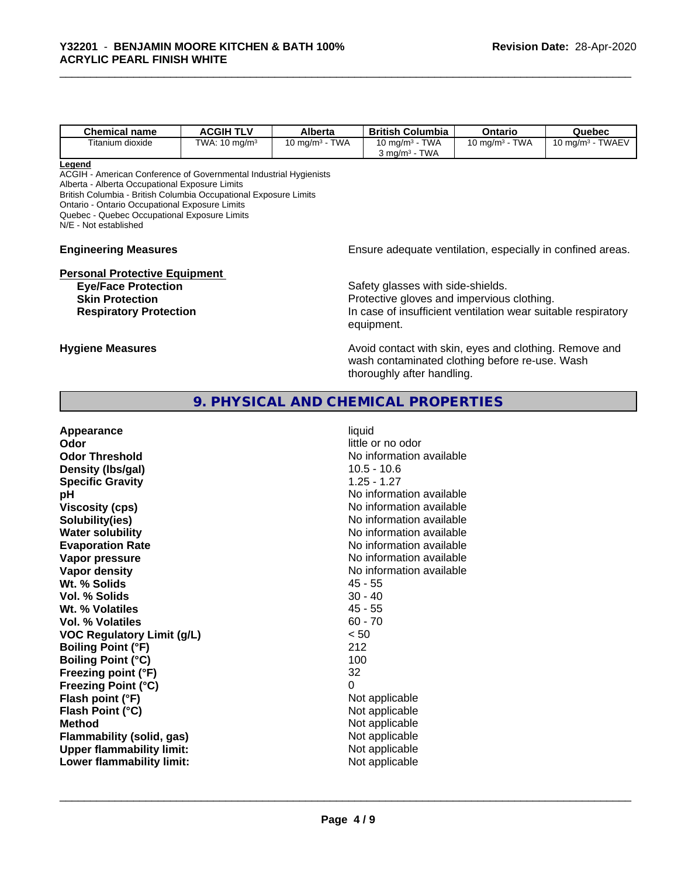| Chemical name | ACGIH TLV | Alberta | British Columbia | Ontario | Quebec |
|---|---|---|---|---|---|
| Titanium dioxide | TWA: 10 mg/m³ | 10 mg/m³ - TWA | 10 mg/m³ - TWA<br>3 mg/m³ - TWA | 10 mg/m³ - TWA | 10 mg/m³ - TWAEV |

**Legend**

ACGIH - American Conference of Governmental Industrial Hygienists
Alberta - Alberta Occupational Exposure Limits
British Columbia - British Columbia Occupational Exposure Limits
Ontario - Ontario Occupational Exposure Limits
Quebec - Quebec Occupational Exposure Limits
N/E - Not established

**Engineering Measures** Ensure adequate ventilation, especially in confined areas.

**Personal Protective Equipment**

**Eye/Face Protection** Safety glasses with side-shields.

**Skin Protection** Protective gloves and impervious clothing.

**Respiratory Protection** In case of insufficient ventilation wear suitable respiratory equipment.

**Hygiene Measures** Avoid contact with skin, eyes and clothing. Remove and wash contaminated clothing before re-use. Wash thoroughly after handling.

## 9. PHYSICAL AND CHEMICAL PROPERTIES

| | |
|---|---|
| **Appearance** | liquid |
| **Odor** | little or no odor |
| **Odor Threshold** | No information available |
| **Density (lbs/gal)** | 10.5 - 10.6 |
| **Specific Gravity** | 1.25 - 1.27 |
| **pH** | No information available |
| **Viscosity (cps)** | No information available |
| **Solubility(ies)** | No information available |
| **Water solubility** | No information available |
| **Evaporation Rate** | No information available |
| **Vapor pressure** | No information available |
| **Vapor density** | No information available |
| **Wt. % Solids** | 45 - 55 |
| **Vol. % Solids** | 30 - 40 |
| **Wt. % Volatiles** | 45 - 55 |
| **Vol. % Volatiles** | 60 - 70 |
| **VOC Regulatory Limit (g/L)** | < 50 |
| **Boiling Point (°F)** | 212 |
| **Boiling Point (°C)** | 100 |
| **Freezing point (°F)** | 32 |
| **Freezing Point (°C)** | 0 |
| **Flash point (°F)** | Not applicable |
| **Flash Point (°C)** | Not applicable |
| **Method** | Not applicable |
| **Flammability (solid, gas)** | Not applicable |
| **Upper flammability limit:** | Not applicable |
| **Lower flammability limit:** | Not applicable |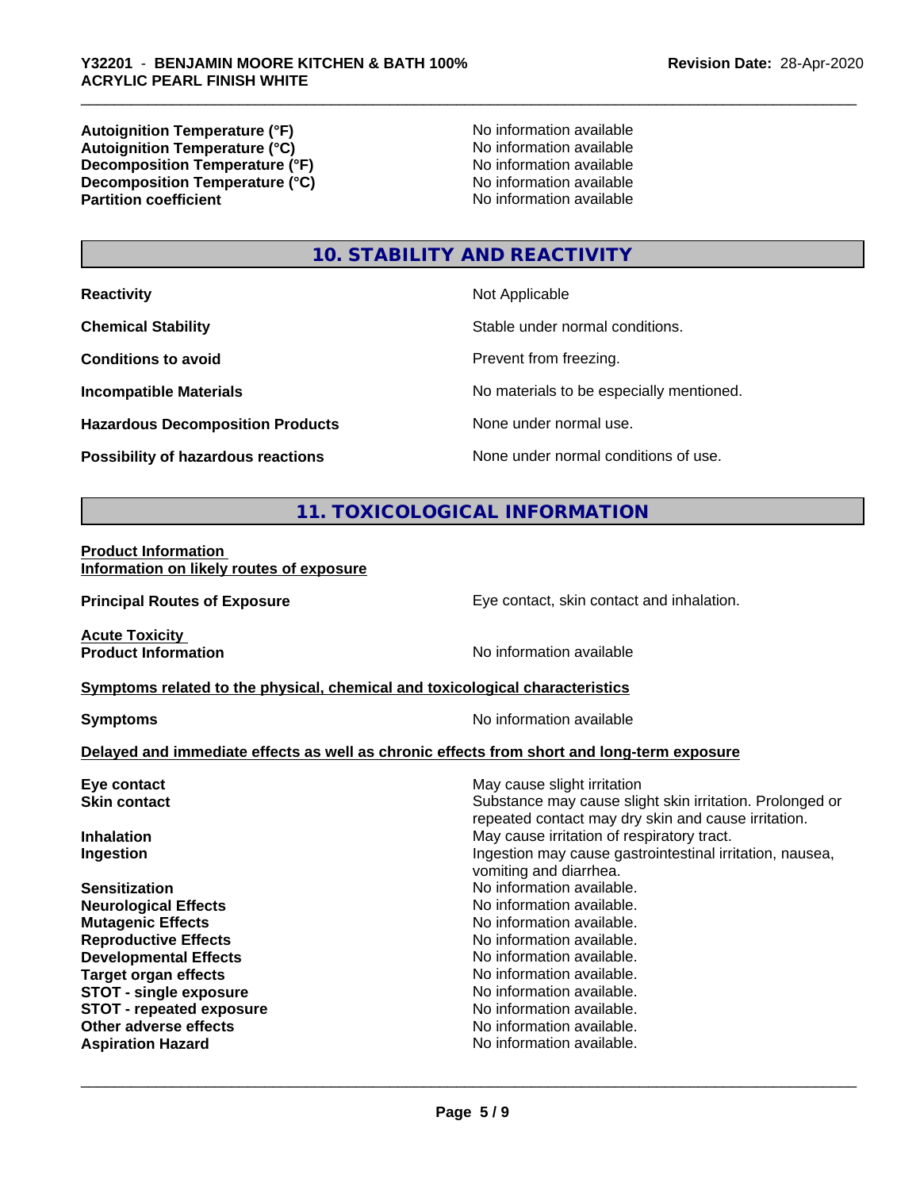| | |
|---|---|
| **Autoignition Temperature (°F)** | No information available |
| **Autoignition Temperature (°C)** | No information available |
| **Decomposition Temperature (°F)** | No information available |
| **Decomposition Temperature (°C)** | No information available |
| **Partition coefficient** | No information available |

## 10. STABILITY AND REACTIVITY

| | |
|---|---|
| **Reactivity** | Not Applicable |
| **Chemical Stability** | Stable under normal conditions. |
| **Conditions to avoid** | Prevent from freezing. |
| **Incompatible Materials** | No materials to be especially mentioned. |
| **Hazardous Decomposition Products** | None under normal use. |
| **Possibility of hazardous reactions** | None under normal conditions of use. |

## 11. TOXICOLOGICAL INFORMATION

**Product Information**
**Information on likely routes of exposure**

**Principal Routes of Exposure**: Eye contact, skin contact and inhalation.

**Acute Toxicity**
**Product Information**: No information available

**Symptoms related to the physical, chemical and toxicological characteristics**

**Symptoms**: No information available

**Delayed and immediate effects as well as chronic effects from short and long-term exposure**

| | |
|---|---|
| **Eye contact** | May cause slight irritation |
| **Skin contact** | Substance may cause slight skin irritation. Prolonged or repeated contact may dry skin and cause irritation. |
| **Inhalation** | May cause irritation of respiratory tract. |
| **Ingestion** | Ingestion may cause gastrointestinal irritation, nausea, vomiting and diarrhea. |
| **Sensitization** | No information available. |
| **Neurological Effects** | No information available. |
| **Mutagenic Effects** | No information available. |
| **Reproductive Effects** | No information available. |
| **Developmental Effects** | No information available. |
| **Target organ effects** | No information available. |
| **STOT - single exposure** | No information available. |
| **STOT - repeated exposure** | No information available. |
| **Other adverse effects** | No information available. |
| **Aspiration Hazard** | No information available. |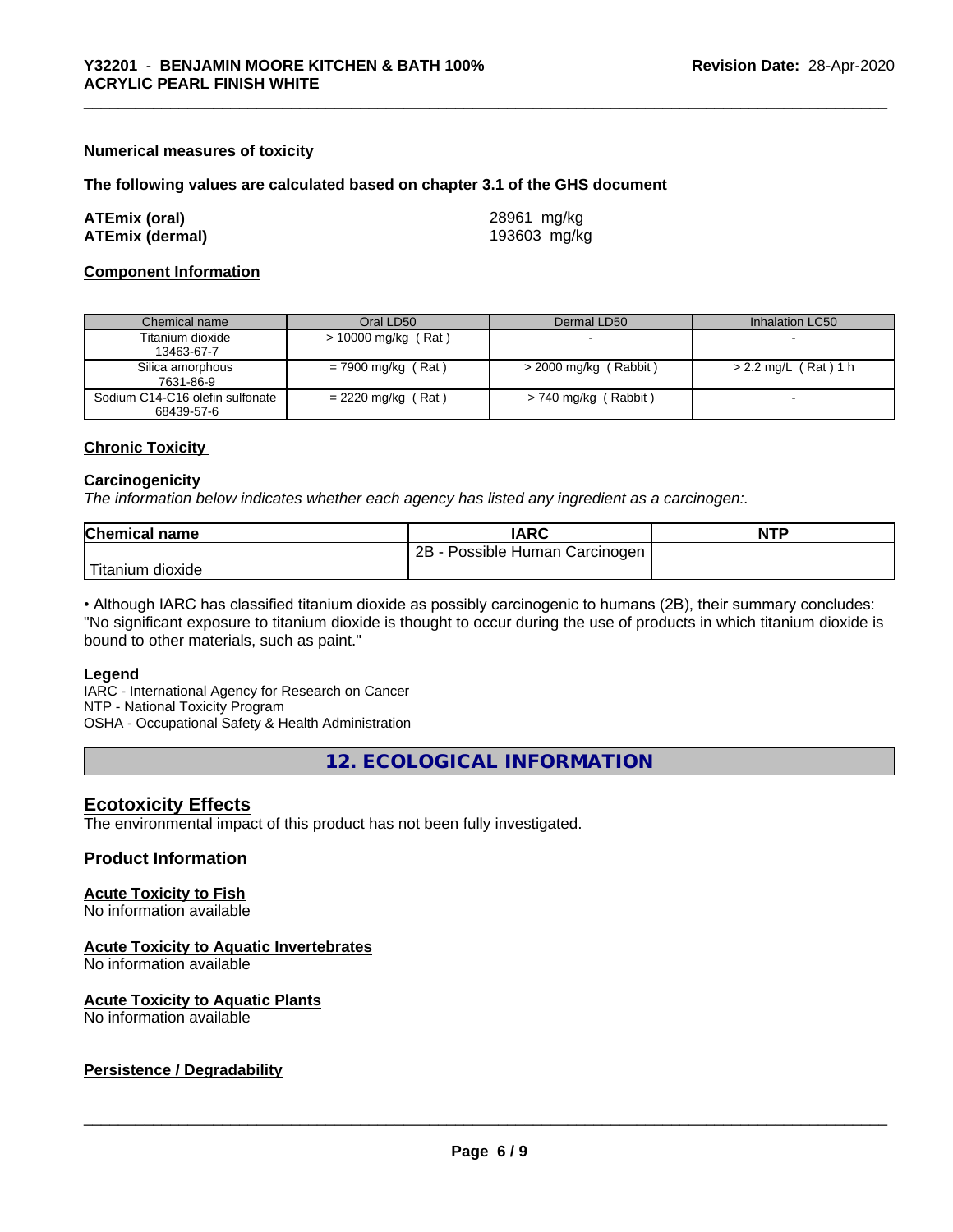#### Numerical measures of toxicity

**The following values are calculated based on chapter 3.1 of the GHS document**

| | |
|---|---|
| **ATEmix (oral)** | 28961 mg/kg |
| **ATEmix (dermal)** | 193603 mg/kg |

#### Component Information

| Chemical name | Oral LD50 | Dermal LD50 | Inhalation LC50 |
|---|---|---|---|
| Titanium dioxide<br>13463-67-7 | > 10000 mg/kg ( Rat ) | - | - |
| Silica amorphous<br>7631-86-9 | = 7900 mg/kg ( Rat ) | > 2000 mg/kg ( Rabbit ) | > 2.2 mg/L ( Rat ) 1 h |
| Sodium C14-C16 olefin sulfonate<br>68439-57-6 | = 2220 mg/kg ( Rat ) | > 740 mg/kg ( Rabbit ) | - |

#### Chronic Toxicity

**Carcinogenicity**

*The information below indicates whether each agency has listed any ingredient as a carcinogen:.*

| Chemical name | IARC | NTP |
|---|---|---|
| Titanium dioxide | 2B - Possible Human Carcinogen | |

• Although IARC has classified titanium dioxide as possibly carcinogenic to humans (2B), their summary concludes: "No significant exposure to titanium dioxide is thought to occur during the use of products in which titanium dioxide is bound to other materials, such as paint."

**Legend**

IARC - International Agency for Research on Cancer
NTP - National Toxicity Program
OSHA - Occupational Safety & Health Administration

## 12. ECOLOGICAL INFORMATION

### Ecotoxicity Effects

The environmental impact of this product has not been fully investigated.

### Product Information

#### Acute Toxicity to Fish

No information available

#### Acute Toxicity to Aquatic Invertebrates

No information available

#### Acute Toxicity to Aquatic Plants

No information available

#### Persistence / Degradability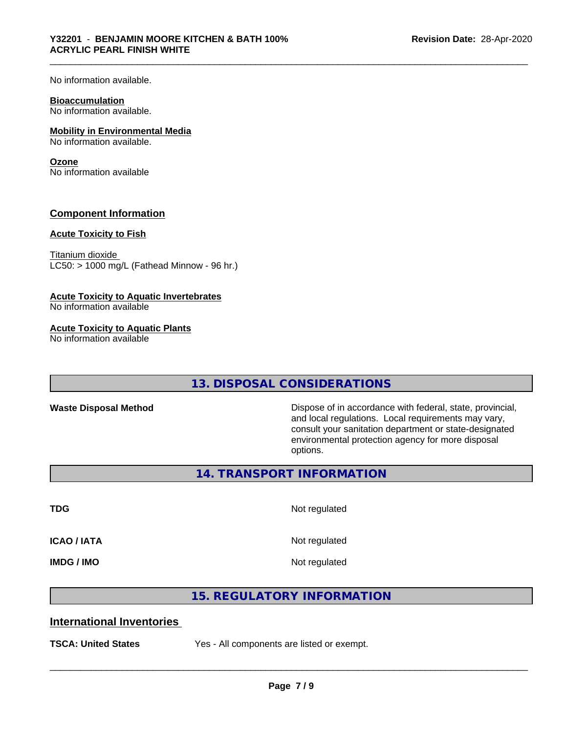No information available.

**Bioaccumulation**
No information available.

**Mobility in Environmental Media**
No information available.

**Ozone**
No information available

## Component Information

**Acute Toxicity to Fish**

Titanium dioxide
LC50: > 1000 mg/L (Fathead Minnow - 96 hr.)

**Acute Toxicity to Aquatic Invertebrates**
No information available

**Acute Toxicity to Aquatic Plants**
No information available

## 13. DISPOSAL CONSIDERATIONS

| | |
|---|---|
| **Waste Disposal Method** | Dispose of in accordance with federal, state, provincial, and local regulations. Local requirements may vary, consult your sanitation department or state-designated environmental protection agency for more disposal options. |

## 14. TRANSPORT INFORMATION

| | |
|---|---|
| **TDG** | Not regulated |
| **ICAO / IATA** | Not regulated |
| **IMDG / IMO** | Not regulated |

## 15. REGULATORY INFORMATION

### International Inventories

| | |
|---|---|
| **TSCA: United States** | Yes - All components are listed or exempt. |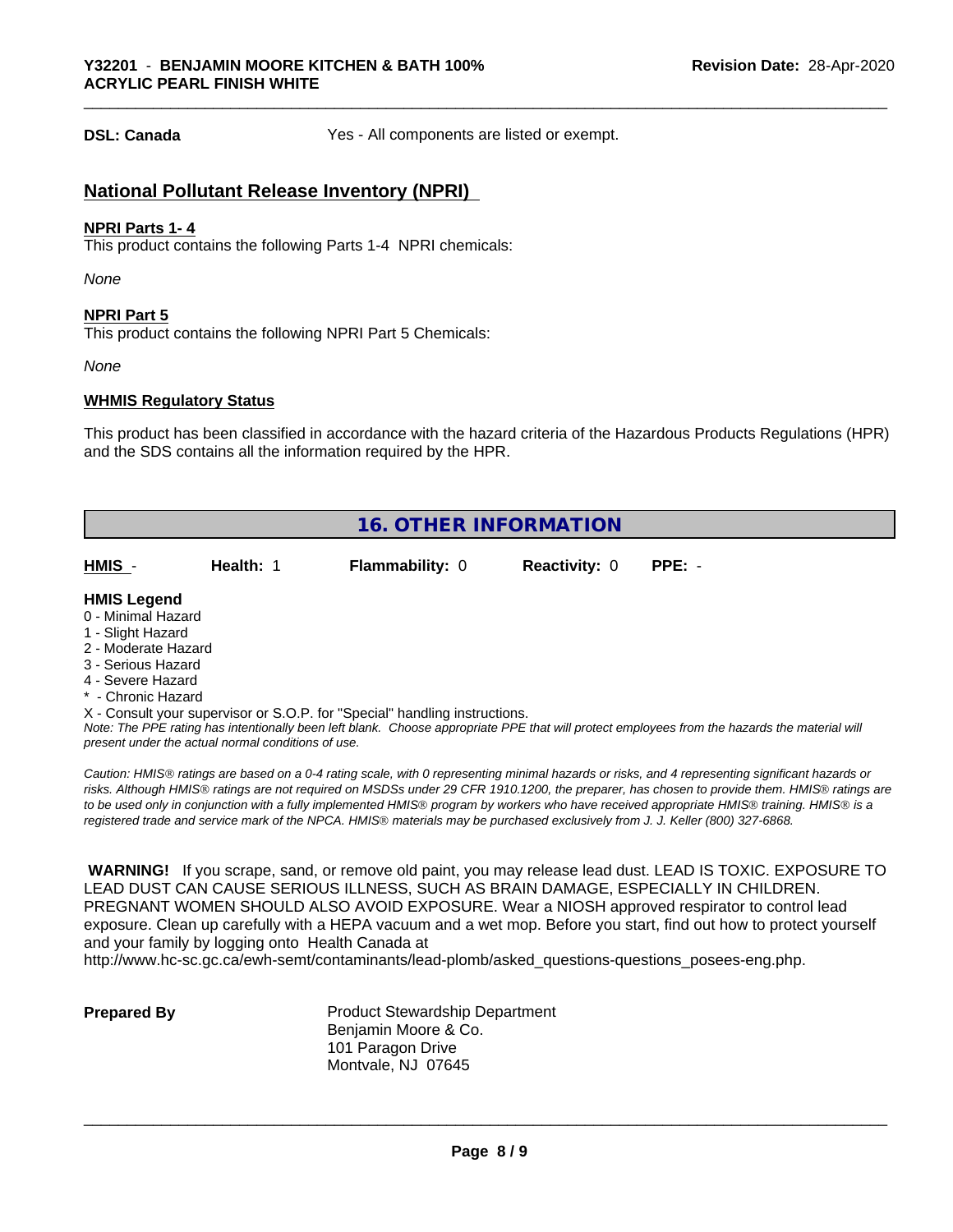**DSL: Canada** Yes - All components are listed or exempt.

## National Pollutant Release Inventory (NPRI)

**NPRI Parts 1- 4**

This product contains the following Parts 1-4 NPRI chemicals:

*None*

**NPRI Part 5**

This product contains the following NPRI Part 5 Chemicals:

*None*

**WHMIS Regulatory Status**

This product has been classified in accordance with the hazard criteria of the Hazardous Products Regulations (HPR) and the SDS contains all the information required by the HPR.

## 16. OTHER INFORMATION

| HMIS - | Health: 1 | Flammability: 0 | Reactivity: 0 | PPE: - |
|---|---|---|---|---|

**HMIS Legend**

0 - Minimal Hazard
1 - Slight Hazard
2 - Moderate Hazard
3 - Serious Hazard
4 - Severe Hazard
* - Chronic Hazard
X - Consult your supervisor or S.O.P. for "Special" handling instructions.

*Note: The PPE rating has intentionally been left blank. Choose appropriate PPE that will protect employees from the hazards the material will present under the actual normal conditions of use.*

*Caution: HMIS® ratings are based on a 0-4 rating scale, with 0 representing minimal hazards or risks, and 4 representing significant hazards or risks. Although HMIS® ratings are not required on MSDSs under 29 CFR 1910.1200, the preparer, has chosen to provide them. HMIS® ratings are to be used only in conjunction with a fully implemented HMIS® program by workers who have received appropriate HMIS® training. HMIS® is a registered trade and service mark of the NPCA. HMIS® materials may be purchased exclusively from J. J. Keller (800) 327-6868.*

**WARNING!** If you scrape, sand, or remove old paint, you may release lead dust. LEAD IS TOXIC. EXPOSURE TO LEAD DUST CAN CAUSE SERIOUS ILLNESS, SUCH AS BRAIN DAMAGE, ESPECIALLY IN CHILDREN. PREGNANT WOMEN SHOULD ALSO AVOID EXPOSURE. Wear a NIOSH approved respirator to control lead exposure. Clean up carefully with a HEPA vacuum and a wet mop. Before you start, find out how to protect yourself and your family by logging onto Health Canada at http://www.hc-sc.gc.ca/ewh-semt/contaminants/lead-plomb/asked_questions-questions_posees-eng.php.

**Prepared By** Product Stewardship Department
Benjamin Moore & Co.
101 Paragon Drive
Montvale, NJ 07645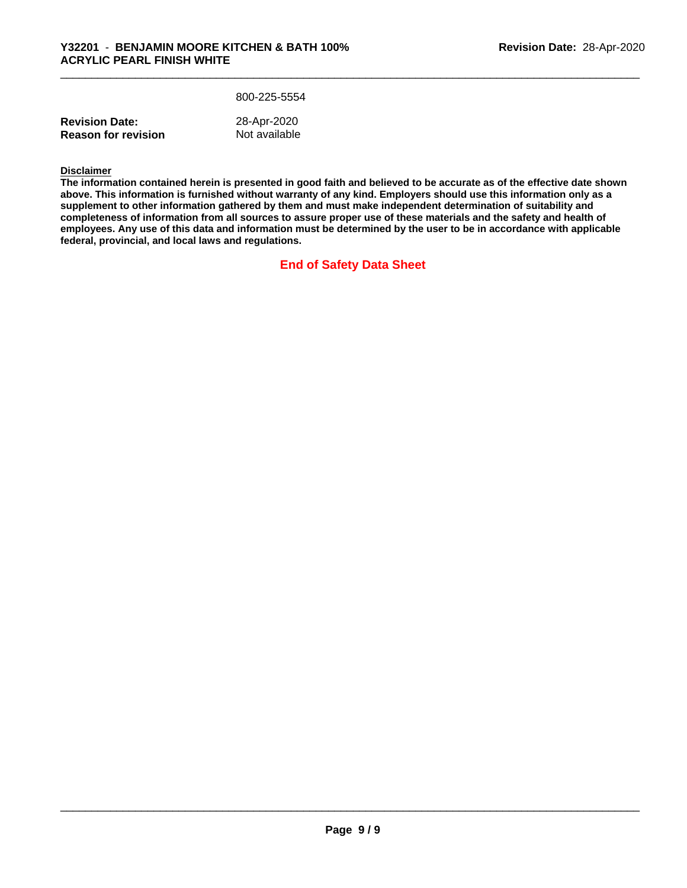800-225-5554

| | |
|---|---|
| **Revision Date:** | 28-Apr-2020 |
| **Reason for revision** | Not available |

**Disclaimer**

**The information contained herein is presented in good faith and believed to be accurate as of the effective date shown above. This information is furnished without warranty of any kind. Employers should use this information only as a supplement to other information gathered by them and must make independent determination of suitability and completeness of information from all sources to assure proper use of these materials and the safety and health of employees. Any use of this data and information must be determined by the user to be in accordance with applicable federal, provincial, and local laws and regulations.**

**End of Safety Data Sheet**